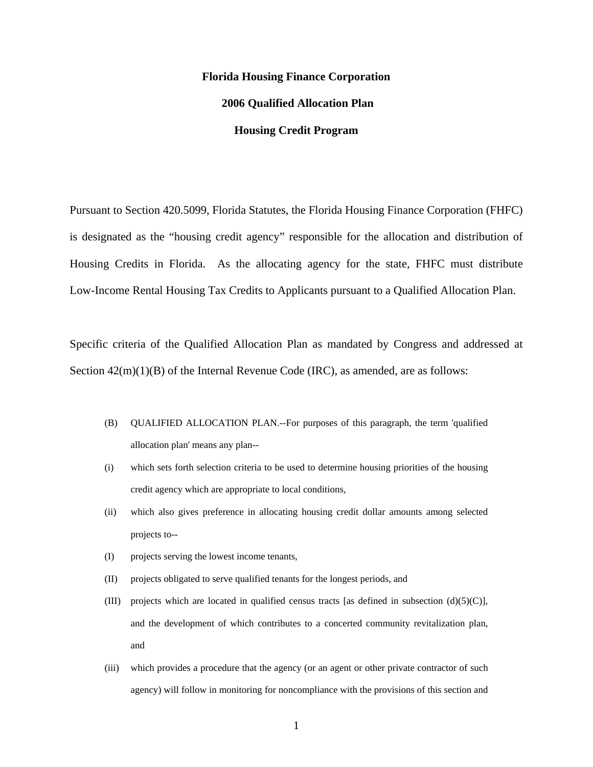# Florida Housing Finance Corporation

## 2006 Qualified Allocation Plan

## Housing Credit Program

Pursuant to Section 420.5099, Florida Statutes, the Florida Housing Finance Corporation (FHFC) is designated as the "housing credit agency" responsible for the allocation and distribution of Housing Credits in Florida. As the allocating agency for the state, FHFC must distribute Low-Income Rental Housing Tax Credits to Applicants pursuant to a Qualified Allocation Plan.

Specific criteria of the Qualified Allocation Plan as mandated by Congress and addressed at Section 42(m)(1)(B) of the Internal Revenue Code (IRC), as amended, are as follows:

(B) QUALIFIED ALLOCATION PLAN.--For purposes of this paragraph, the term 'qualified allocation plan' means any plan--

(i) which sets forth selection criteria to be used to determine housing priorities of the housing credit agency which are appropriate to local conditions,

(ii) which also gives preference in allocating housing credit dollar amounts among selected projects to--

(I) projects serving the lowest income tenants,

(II) projects obligated to serve qualified tenants for the longest periods, and

(III) projects which are located in qualified census tracts [as defined in subsection (d)(5)(C)], and the development of which contributes to a concerted community revitalization plan, and

(iii) which provides a procedure that the agency (or an agent or other private contractor of such agency) will follow in monitoring for noncompliance with the provisions of this section and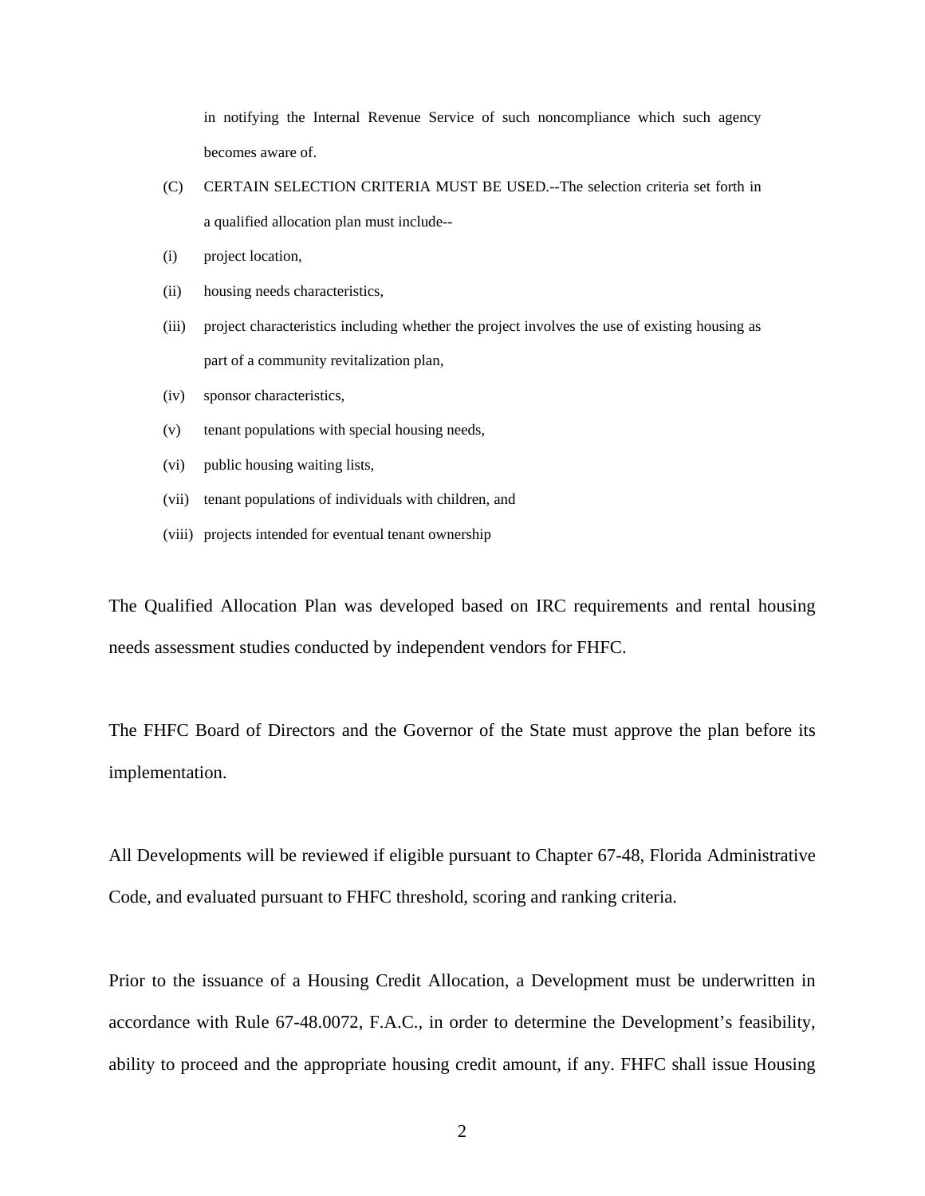in notifying the Internal Revenue Service of such noncompliance which such agency becomes aware of.

(C) CERTAIN SELECTION CRITERIA MUST BE USED.--The selection criteria set forth in a qualified allocation plan must include--

(i) project location,

(ii) housing needs characteristics,

(iii) project characteristics including whether the project involves the use of existing housing as part of a community revitalization plan,

(iv) sponsor characteristics,

(v) tenant populations with special housing needs,

(vi) public housing waiting lists,

(vii) tenant populations of individuals with children, and

(viii) projects intended for eventual tenant ownership

The Qualified Allocation Plan was developed based on IRC requirements and rental housing needs assessment studies conducted by independent vendors for FHFC.

The FHFC Board of Directors and the Governor of the State must approve the plan before its implementation.

All Developments will be reviewed if eligible pursuant to Chapter 67-48, Florida Administrative Code, and evaluated pursuant to FHFC threshold, scoring and ranking criteria.

Prior to the issuance of a Housing Credit Allocation, a Development must be underwritten in accordance with Rule 67-48.0072, F.A.C., in order to determine the Development's feasibility, ability to proceed and the appropriate housing credit amount, if any. FHFC shall issue Housing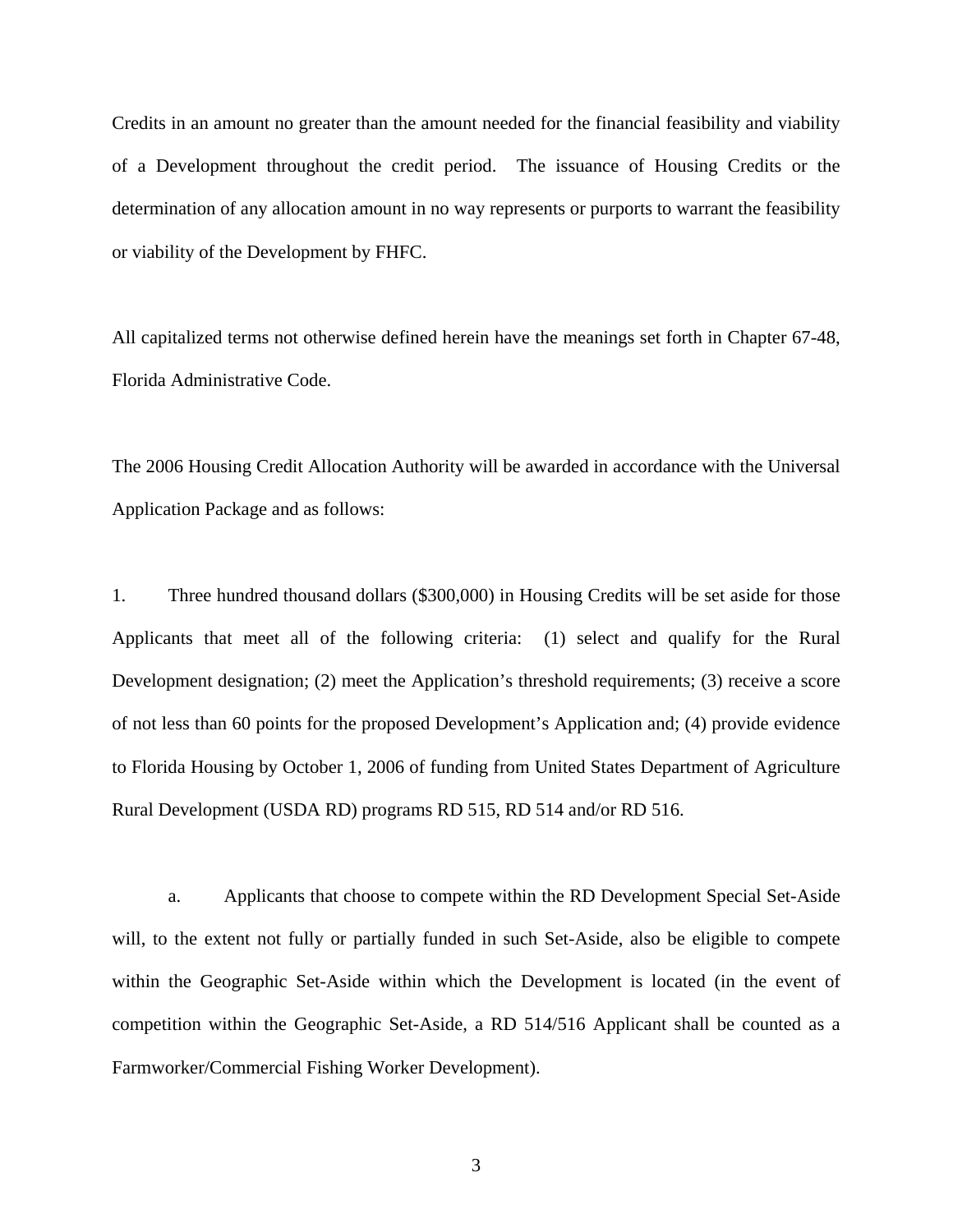Credits in an amount no greater than the amount needed for the financial feasibility and viability of a Development throughout the credit period. The issuance of Housing Credits or the determination of any allocation amount in no way represents or purports to warrant the feasibility or viability of the Development by FHFC.

All capitalized terms not otherwise defined herein have the meanings set forth in Chapter 67-48, Florida Administrative Code.

The 2006 Housing Credit Allocation Authority will be awarded in accordance with the Universal Application Package and as follows:

1. Three hundred thousand dollars ($300,000) in Housing Credits will be set aside for those Applicants that meet all of the following criteria: (1) select and qualify for the Rural Development designation; (2) meet the Application's threshold requirements; (3) receive a score of not less than 60 points for the proposed Development's Application and; (4) provide evidence to Florida Housing by October 1, 2006 of funding from United States Department of Agriculture Rural Development (USDA RD) programs RD 515, RD 514 and/or RD 516.

   a. Applicants that choose to compete within the RD Development Special Set-Aside will, to the extent not fully or partially funded in such Set-Aside, also be eligible to compete within the Geographic Set-Aside within which the Development is located (in the event of competition within the Geographic Set-Aside, a RD 514/516 Applicant shall be counted as a Farmworker/Commercial Fishing Worker Development).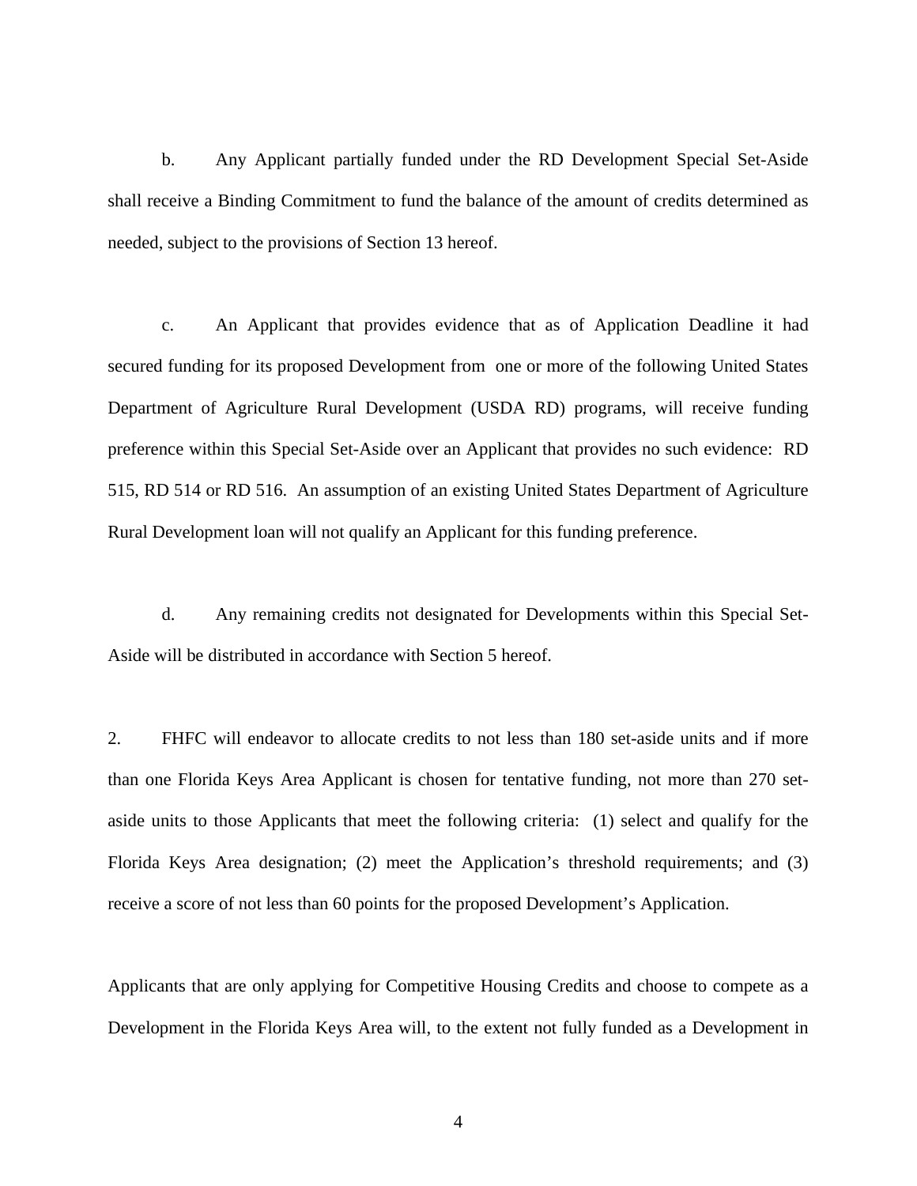b. Any Applicant partially funded under the RD Development Special Set-Aside shall receive a Binding Commitment to fund the balance of the amount of credits determined as needed, subject to the provisions of Section 13 hereof.

c. An Applicant that provides evidence that as of Application Deadline it had secured funding for its proposed Development from one or more of the following United States Department of Agriculture Rural Development (USDA RD) programs, will receive funding preference within this Special Set-Aside over an Applicant that provides no such evidence: RD 515, RD 514 or RD 516. An assumption of an existing United States Department of Agriculture Rural Development loan will not qualify an Applicant for this funding preference.

d. Any remaining credits not designated for Developments within this Special Set-Aside will be distributed in accordance with Section 5 hereof.

2. FHFC will endeavor to allocate credits to not less than 180 set-aside units and if more than one Florida Keys Area Applicant is chosen for tentative funding, not more than 270 set-aside units to those Applicants that meet the following criteria: (1) select and qualify for the Florida Keys Area designation; (2) meet the Application's threshold requirements; and (3) receive a score of not less than 60 points for the proposed Development's Application.

Applicants that are only applying for Competitive Housing Credits and choose to compete as a Development in the Florida Keys Area will, to the extent not fully funded as a Development in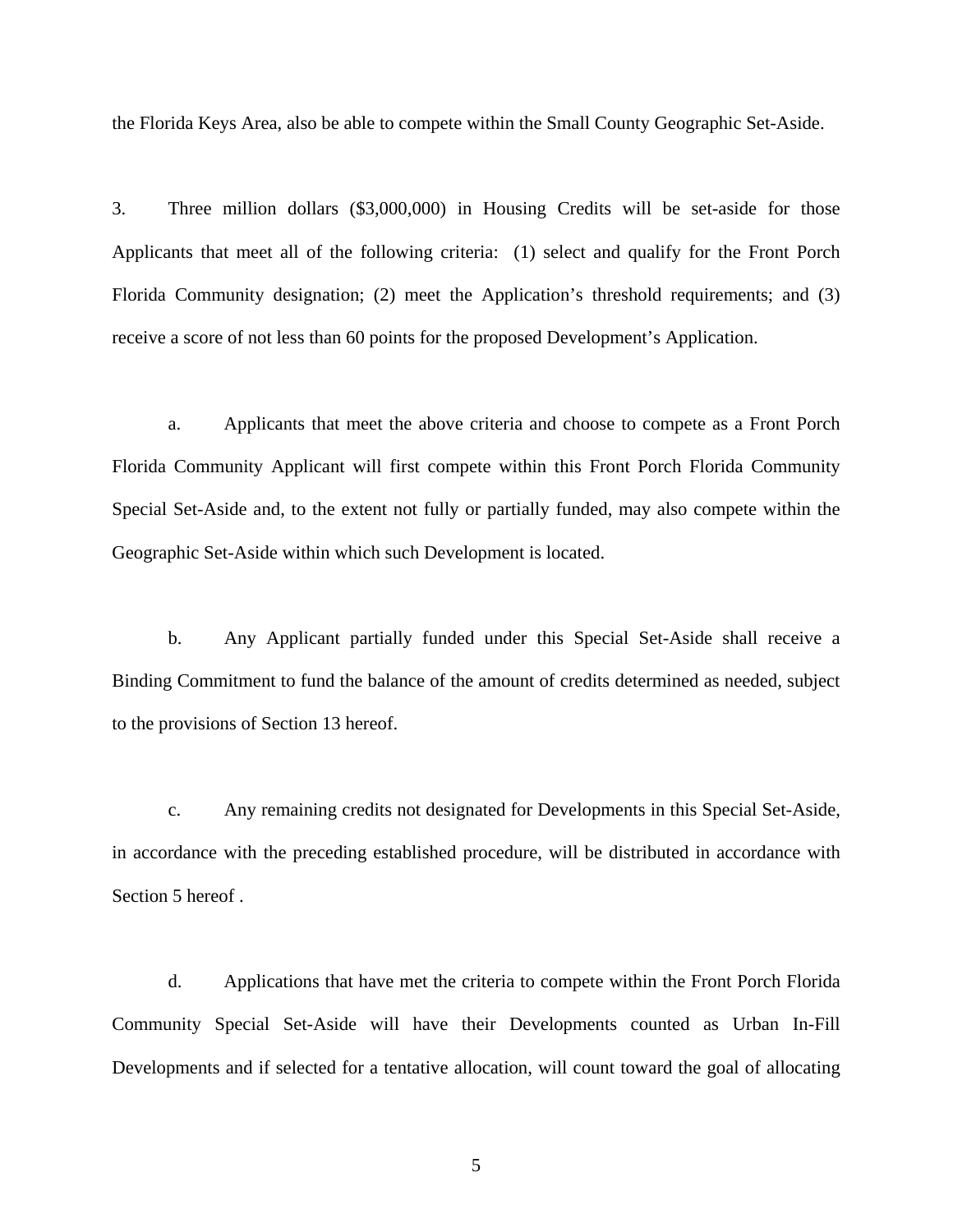the Florida Keys Area, also be able to compete within the Small County Geographic Set-Aside.

3. Three million dollars ($3,000,000) in Housing Credits will be set-aside for those Applicants that meet all of the following criteria: (1) select and qualify for the Front Porch Florida Community designation; (2) meet the Application's threshold requirements; and (3) receive a score of not less than 60 points for the proposed Development's Application.

a. Applicants that meet the above criteria and choose to compete as a Front Porch Florida Community Applicant will first compete within this Front Porch Florida Community Special Set-Aside and, to the extent not fully or partially funded, may also compete within the Geographic Set-Aside within which such Development is located.

b. Any Applicant partially funded under this Special Set-Aside shall receive a Binding Commitment to fund the balance of the amount of credits determined as needed, subject to the provisions of Section 13 hereof.

c. Any remaining credits not designated for Developments in this Special Set-Aside, in accordance with the preceding established procedure, will be distributed in accordance with Section 5 hereof .

d. Applications that have met the criteria to compete within the Front Porch Florida Community Special Set-Aside will have their Developments counted as Urban In-Fill Developments and if selected for a tentative allocation, will count toward the goal of allocating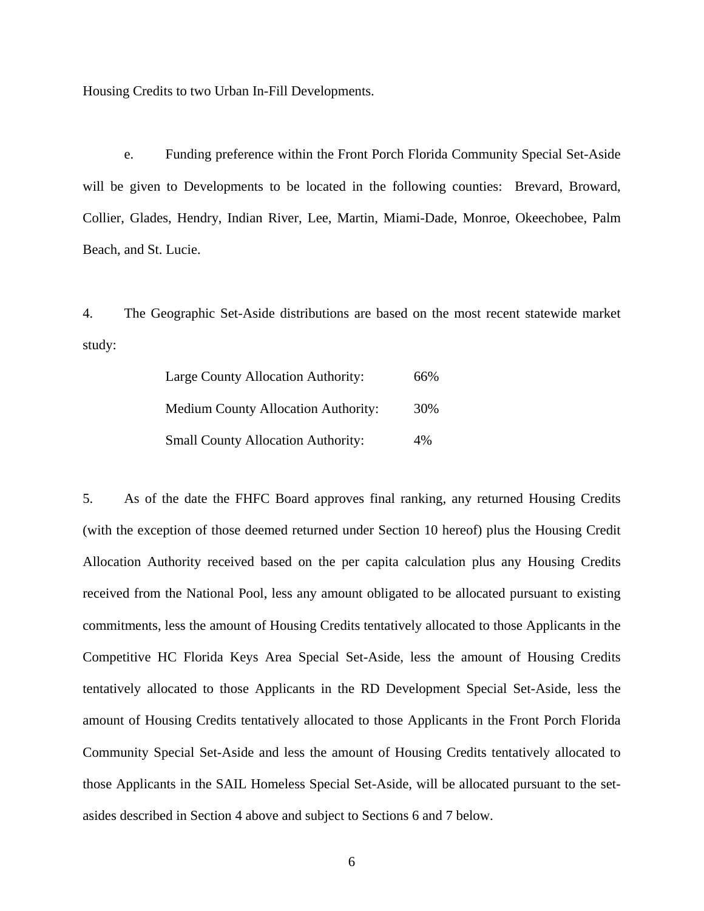Housing Credits to two Urban In-Fill Developments.

e. Funding preference within the Front Porch Florida Community Special Set-Aside will be given to Developments to be located in the following counties: Brevard, Broward, Collier, Glades, Hendry, Indian River, Lee, Martin, Miami-Dade, Monroe, Okeechobee, Palm Beach, and St. Lucie.

4. The Geographic Set-Aside distributions are based on the most recent statewide market study:

| | |
|---|---|
| Large County Allocation Authority: | 66% |
| Medium County Allocation Authority: | 30% |
| Small County Allocation Authority: | 4% |

5. As of the date the FHFC Board approves final ranking, any returned Housing Credits (with the exception of those deemed returned under Section 10 hereof) plus the Housing Credit Allocation Authority received based on the per capita calculation plus any Housing Credits received from the National Pool, less any amount obligated to be allocated pursuant to existing commitments, less the amount of Housing Credits tentatively allocated to those Applicants in the Competitive HC Florida Keys Area Special Set-Aside, less the amount of Housing Credits tentatively allocated to those Applicants in the RD Development Special Set-Aside, less the amount of Housing Credits tentatively allocated to those Applicants in the Front Porch Florida Community Special Set-Aside and less the amount of Housing Credits tentatively allocated to those Applicants in the SAIL Homeless Special Set-Aside, will be allocated pursuant to the set-asides described in Section 4 above and subject to Sections 6 and 7 below.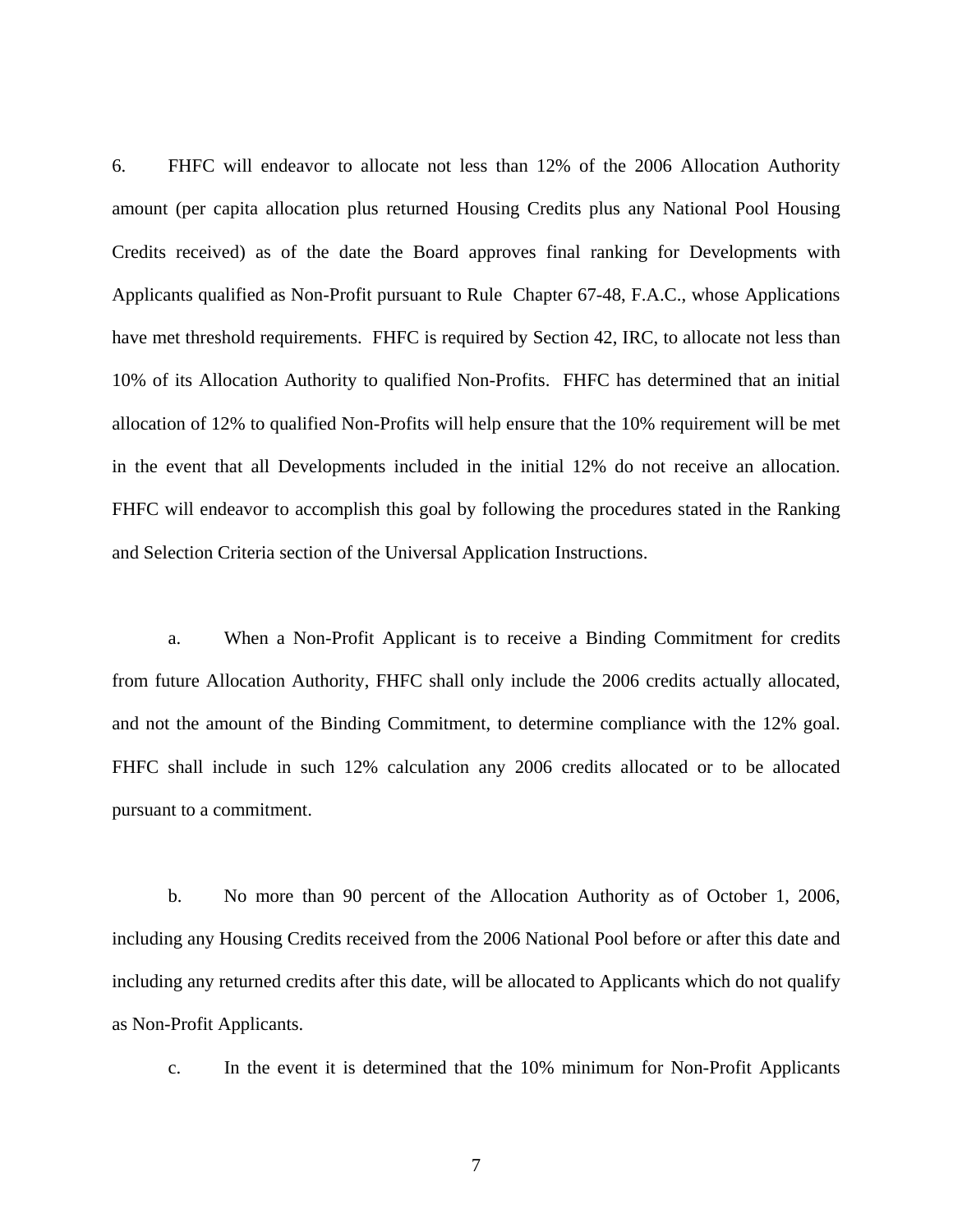6. FHFC will endeavor to allocate not less than 12% of the 2006 Allocation Authority amount (per capita allocation plus returned Housing Credits plus any National Pool Housing Credits received) as of the date the Board approves final ranking for Developments with Applicants qualified as Non-Profit pursuant to Rule Chapter 67-48, F.A.C., whose Applications have met threshold requirements. FHFC is required by Section 42, IRC, to allocate not less than 10% of its Allocation Authority to qualified Non-Profits. FHFC has determined that an initial allocation of 12% to qualified Non-Profits will help ensure that the 10% requirement will be met in the event that all Developments included in the initial 12% do not receive an allocation. FHFC will endeavor to accomplish this goal by following the procedures stated in the Ranking and Selection Criteria section of the Universal Application Instructions.

a. When a Non-Profit Applicant is to receive a Binding Commitment for credits from future Allocation Authority, FHFC shall only include the 2006 credits actually allocated, and not the amount of the Binding Commitment, to determine compliance with the 12% goal. FHFC shall include in such 12% calculation any 2006 credits allocated or to be allocated pursuant to a commitment.

b. No more than 90 percent of the Allocation Authority as of October 1, 2006, including any Housing Credits received from the 2006 National Pool before or after this date and including any returned credits after this date, will be allocated to Applicants which do not qualify as Non-Profit Applicants.

c. In the event it is determined that the 10% minimum for Non-Profit Applicants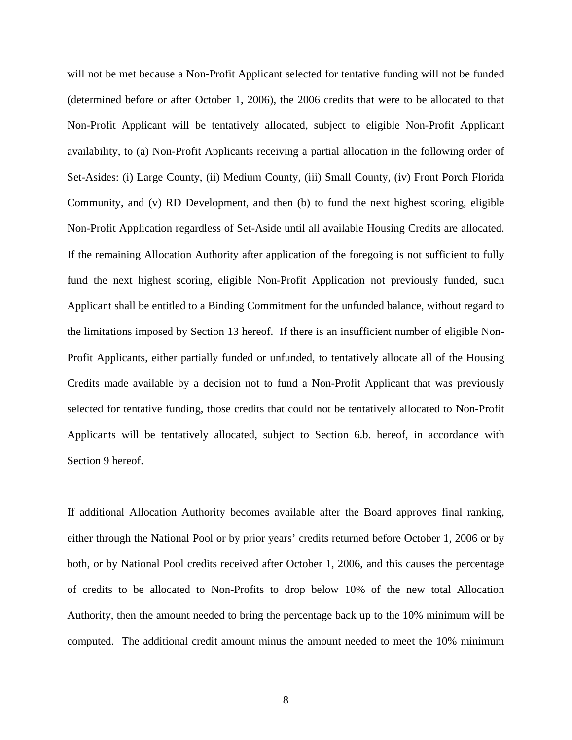will not be met because a Non-Profit Applicant selected for tentative funding will not be funded (determined before or after October 1, 2006), the 2006 credits that were to be allocated to that Non-Profit Applicant will be tentatively allocated, subject to eligible Non-Profit Applicant availability, to (a) Non-Profit Applicants receiving a partial allocation in the following order of Set-Asides: (i) Large County, (ii) Medium County, (iii) Small County, (iv) Front Porch Florida Community, and (v) RD Development, and then (b) to fund the next highest scoring, eligible Non-Profit Application regardless of Set-Aside until all available Housing Credits are allocated. If the remaining Allocation Authority after application of the foregoing is not sufficient to fully fund the next highest scoring, eligible Non-Profit Application not previously funded, such Applicant shall be entitled to a Binding Commitment for the unfunded balance, without regard to the limitations imposed by Section 13 hereof. If there is an insufficient number of eligible Non-Profit Applicants, either partially funded or unfunded, to tentatively allocate all of the Housing Credits made available by a decision not to fund a Non-Profit Applicant that was previously selected for tentative funding, those credits that could not be tentatively allocated to Non-Profit Applicants will be tentatively allocated, subject to Section 6.b. hereof, in accordance with Section 9 hereof.

If additional Allocation Authority becomes available after the Board approves final ranking, either through the National Pool or by prior years' credits returned before October 1, 2006 or by both, or by National Pool credits received after October 1, 2006, and this causes the percentage of credits to be allocated to Non-Profits to drop below 10% of the new total Allocation Authority, then the amount needed to bring the percentage back up to the 10% minimum will be computed. The additional credit amount minus the amount needed to meet the 10% minimum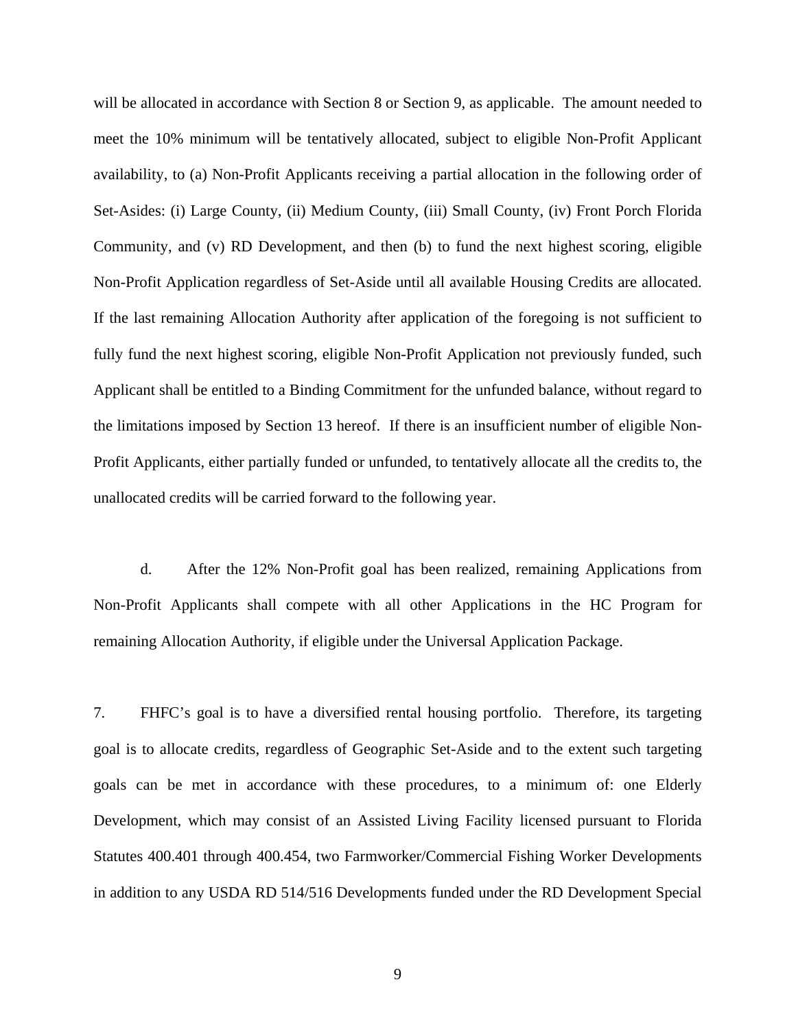will be allocated in accordance with Section 8 or Section 9, as applicable. The amount needed to meet the 10% minimum will be tentatively allocated, subject to eligible Non-Profit Applicant availability, to (a) Non-Profit Applicants receiving a partial allocation in the following order of Set-Asides: (i) Large County, (ii) Medium County, (iii) Small County, (iv) Front Porch Florida Community, and (v) RD Development, and then (b) to fund the next highest scoring, eligible Non-Profit Application regardless of Set-Aside until all available Housing Credits are allocated. If the last remaining Allocation Authority after application of the foregoing is not sufficient to fully fund the next highest scoring, eligible Non-Profit Application not previously funded, such Applicant shall be entitled to a Binding Commitment for the unfunded balance, without regard to the limitations imposed by Section 13 hereof. If there is an insufficient number of eligible Non-Profit Applicants, either partially funded or unfunded, to tentatively allocate all the credits to, the unallocated credits will be carried forward to the following year.

d. After the 12% Non-Profit goal has been realized, remaining Applications from Non-Profit Applicants shall compete with all other Applications in the HC Program for remaining Allocation Authority, if eligible under the Universal Application Package.

7. FHFC's goal is to have a diversified rental housing portfolio. Therefore, its targeting goal is to allocate credits, regardless of Geographic Set-Aside and to the extent such targeting goals can be met in accordance with these procedures, to a minimum of: one Elderly Development, which may consist of an Assisted Living Facility licensed pursuant to Florida Statutes 400.401 through 400.454, two Farmworker/Commercial Fishing Worker Developments in addition to any USDA RD 514/516 Developments funded under the RD Development Special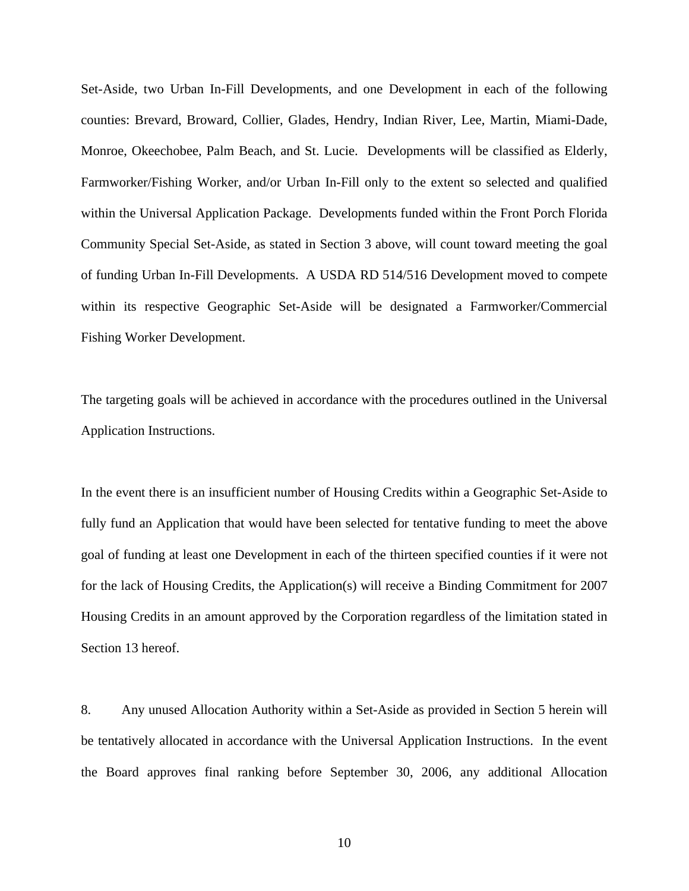Set-Aside, two Urban In-Fill Developments, and one Development in each of the following counties: Brevard, Broward, Collier, Glades, Hendry, Indian River, Lee, Martin, Miami-Dade, Monroe, Okeechobee, Palm Beach, and St. Lucie. Developments will be classified as Elderly, Farmworker/Fishing Worker, and/or Urban In-Fill only to the extent so selected and qualified within the Universal Application Package. Developments funded within the Front Porch Florida Community Special Set-Aside, as stated in Section 3 above, will count toward meeting the goal of funding Urban In-Fill Developments. A USDA RD 514/516 Development moved to compete within its respective Geographic Set-Aside will be designated a Farmworker/Commercial Fishing Worker Development.

The targeting goals will be achieved in accordance with the procedures outlined in the Universal Application Instructions.

In the event there is an insufficient number of Housing Credits within a Geographic Set-Aside to fully fund an Application that would have been selected for tentative funding to meet the above goal of funding at least one Development in each of the thirteen specified counties if it were not for the lack of Housing Credits, the Application(s) will receive a Binding Commitment for 2007 Housing Credits in an amount approved by the Corporation regardless of the limitation stated in Section 13 hereof.

8. Any unused Allocation Authority within a Set-Aside as provided in Section 5 herein will be tentatively allocated in accordance with the Universal Application Instructions. In the event the Board approves final ranking before September 30, 2006, any additional Allocation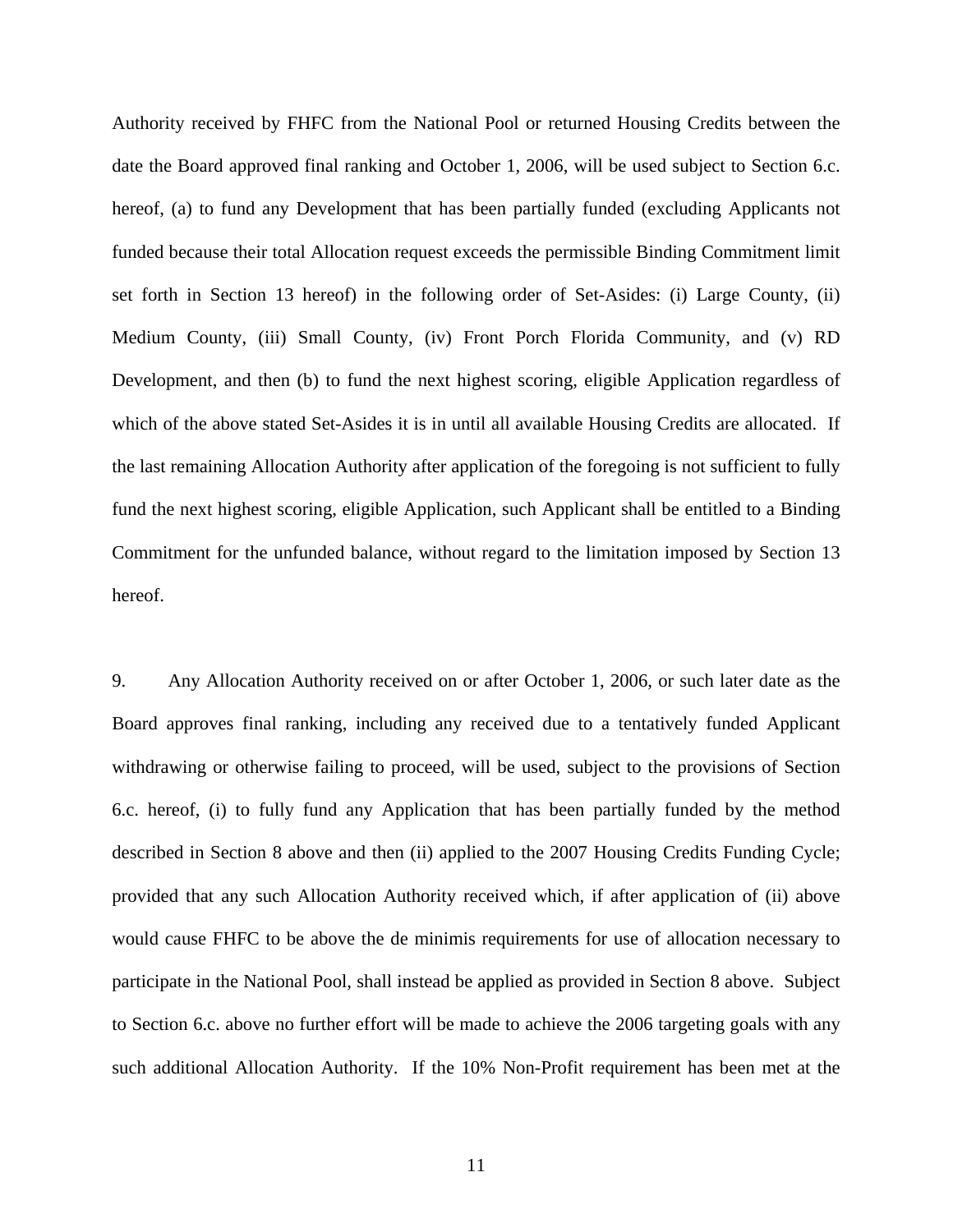Authority received by FHFC from the National Pool or returned Housing Credits between the date the Board approved final ranking and October 1, 2006, will be used subject to Section 6.c. hereof, (a) to fund any Development that has been partially funded (excluding Applicants not funded because their total Allocation request exceeds the permissible Binding Commitment limit set forth in Section 13 hereof) in the following order of Set-Asides: (i) Large County, (ii) Medium County, (iii) Small County, (iv) Front Porch Florida Community, and (v) RD Development, and then (b) to fund the next highest scoring, eligible Application regardless of which of the above stated Set-Asides it is in until all available Housing Credits are allocated. If the last remaining Allocation Authority after application of the foregoing is not sufficient to fully fund the next highest scoring, eligible Application, such Applicant shall be entitled to a Binding Commitment for the unfunded balance, without regard to the limitation imposed by Section 13 hereof.

9. Any Allocation Authority received on or after October 1, 2006, or such later date as the Board approves final ranking, including any received due to a tentatively funded Applicant withdrawing or otherwise failing to proceed, will be used, subject to the provisions of Section 6.c. hereof, (i) to fully fund any Application that has been partially funded by the method described in Section 8 above and then (ii) applied to the 2007 Housing Credits Funding Cycle; provided that any such Allocation Authority received which, if after application of (ii) above would cause FHFC to be above the de minimis requirements for use of allocation necessary to participate in the National Pool, shall instead be applied as provided in Section 8 above. Subject to Section 6.c. above no further effort will be made to achieve the 2006 targeting goals with any such additional Allocation Authority. If the 10% Non-Profit requirement has been met at the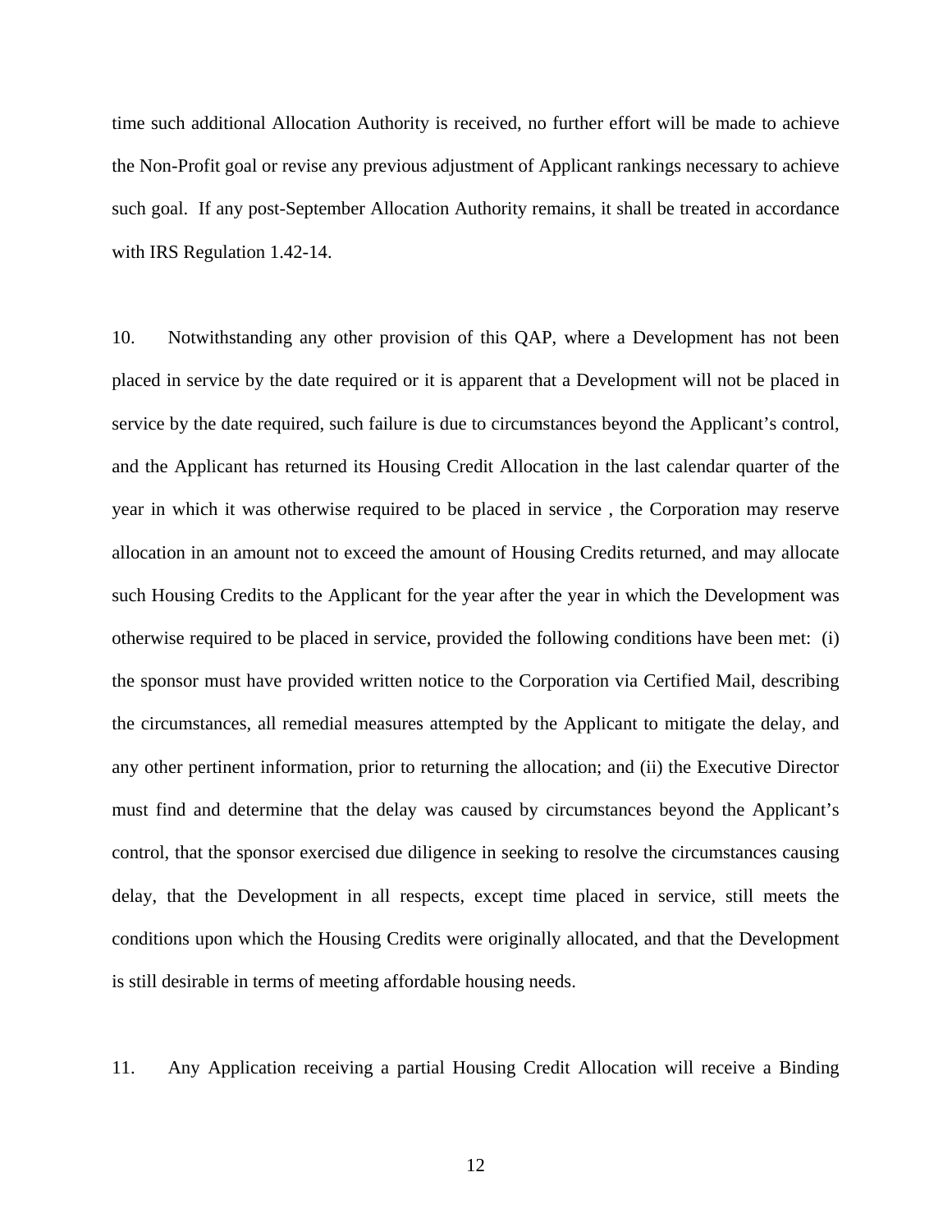time such additional Allocation Authority is received, no further effort will be made to achieve the Non-Profit goal or revise any previous adjustment of Applicant rankings necessary to achieve such goal. If any post-September Allocation Authority remains, it shall be treated in accordance with IRS Regulation 1.42-14.

10. Notwithstanding any other provision of this QAP, where a Development has not been placed in service by the date required or it is apparent that a Development will not be placed in service by the date required, such failure is due to circumstances beyond the Applicant's control, and the Applicant has returned its Housing Credit Allocation in the last calendar quarter of the year in which it was otherwise required to be placed in service , the Corporation may reserve allocation in an amount not to exceed the amount of Housing Credits returned, and may allocate such Housing Credits to the Applicant for the year after the year in which the Development was otherwise required to be placed in service, provided the following conditions have been met: (i) the sponsor must have provided written notice to the Corporation via Certified Mail, describing the circumstances, all remedial measures attempted by the Applicant to mitigate the delay, and any other pertinent information, prior to returning the allocation; and (ii) the Executive Director must find and determine that the delay was caused by circumstances beyond the Applicant's control, that the sponsor exercised due diligence in seeking to resolve the circumstances causing delay, that the Development in all respects, except time placed in service, still meets the conditions upon which the Housing Credits were originally allocated, and that the Development is still desirable in terms of meeting affordable housing needs.

11. Any Application receiving a partial Housing Credit Allocation will receive a Binding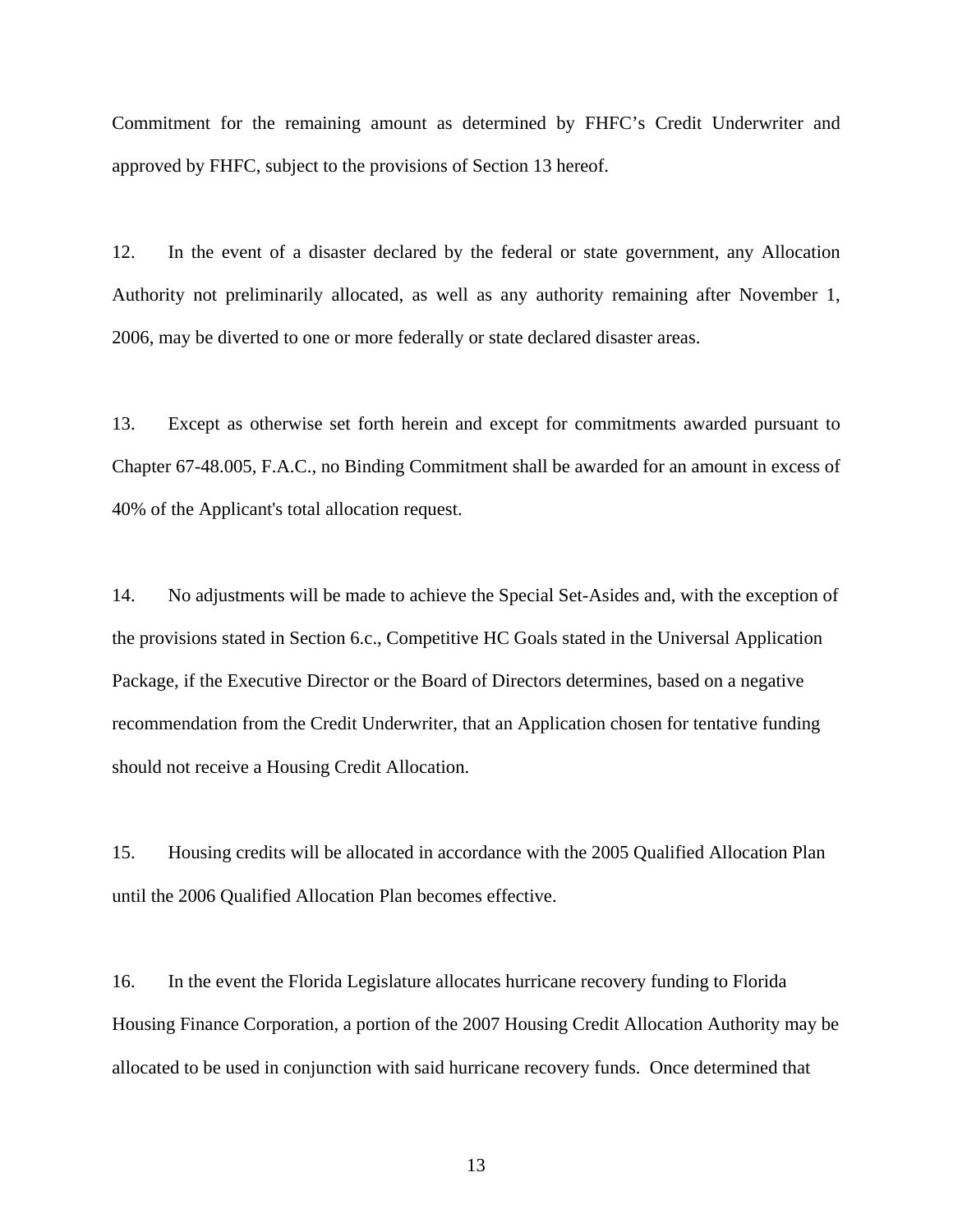Commitment for the remaining amount as determined by FHFC's Credit Underwriter and approved by FHFC, subject to the provisions of Section 13 hereof.

12. In the event of a disaster declared by the federal or state government, any Allocation Authority not preliminarily allocated, as well as any authority remaining after November 1, 2006, may be diverted to one or more federally or state declared disaster areas.

13. Except as otherwise set forth herein and except for commitments awarded pursuant to Chapter 67-48.005, F.A.C., no Binding Commitment shall be awarded for an amount in excess of 40% of the Applicant's total allocation request.

14. No adjustments will be made to achieve the Special Set-Asides and, with the exception of the provisions stated in Section 6.c., Competitive HC Goals stated in the Universal Application Package, if the Executive Director or the Board of Directors determines, based on a negative recommendation from the Credit Underwriter, that an Application chosen for tentative funding should not receive a Housing Credit Allocation.

15. Housing credits will be allocated in accordance with the 2005 Qualified Allocation Plan until the 2006 Qualified Allocation Plan becomes effective.

16. In the event the Florida Legislature allocates hurricane recovery funding to Florida Housing Finance Corporation, a portion of the 2007 Housing Credit Allocation Authority may be allocated to be used in conjunction with said hurricane recovery funds. Once determined that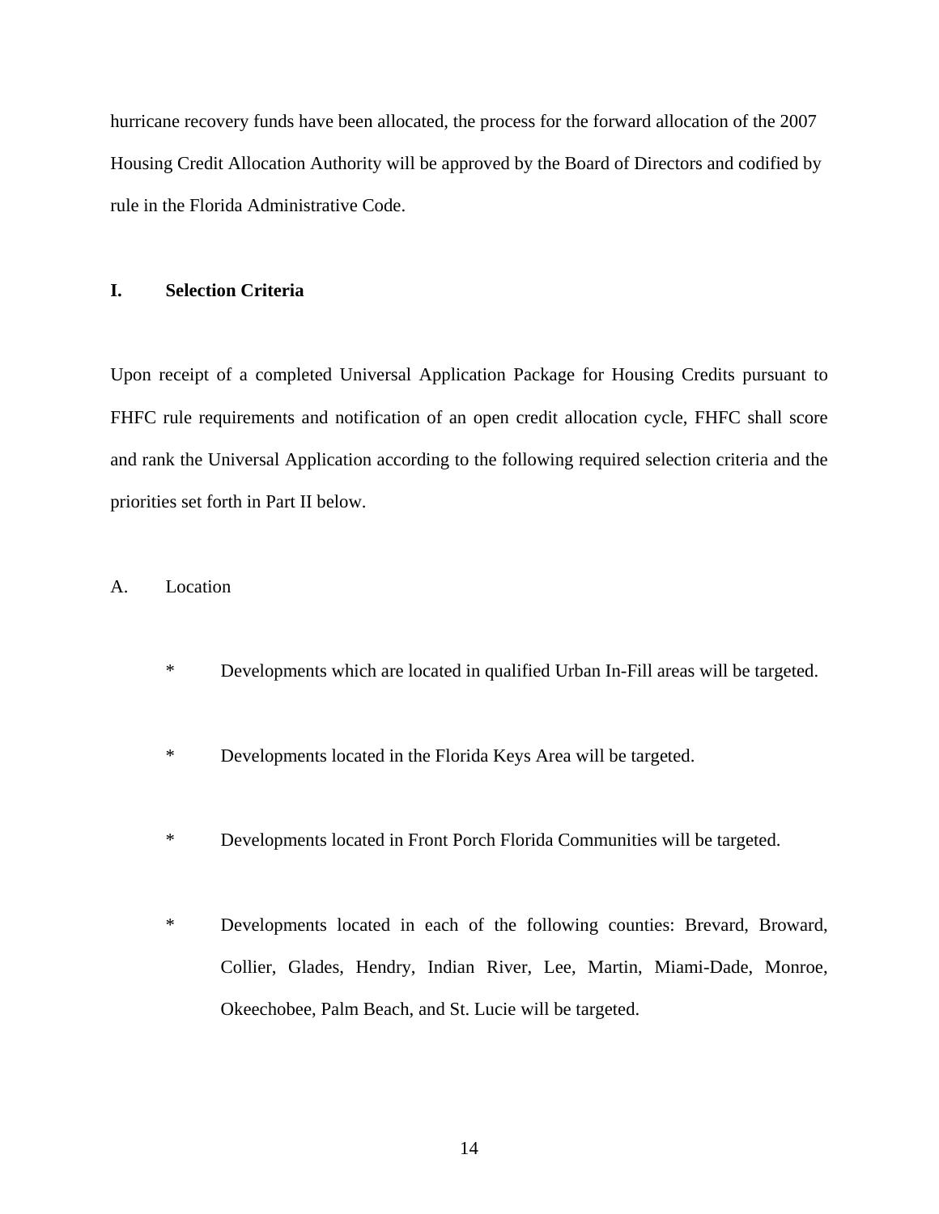hurricane recovery funds have been allocated, the process for the forward allocation of the 2007 Housing Credit Allocation Authority will be approved by the Board of Directors and codified by rule in the Florida Administrative Code.

## I. Selection Criteria

Upon receipt of a completed Universal Application Package for Housing Credits pursuant to FHFC rule requirements and notification of an open credit allocation cycle, FHFC shall score and rank the Universal Application according to the following required selection criteria and the priorities set forth in Part II below.

A. Location

- Developments which are located in qualified Urban In-Fill areas will be targeted.

- Developments located in the Florida Keys Area will be targeted.

- Developments located in Front Porch Florida Communities will be targeted.

- Developments located in each of the following counties: Brevard, Broward, Collier, Glades, Hendry, Indian River, Lee, Martin, Miami-Dade, Monroe, Okeechobee, Palm Beach, and St. Lucie will be targeted.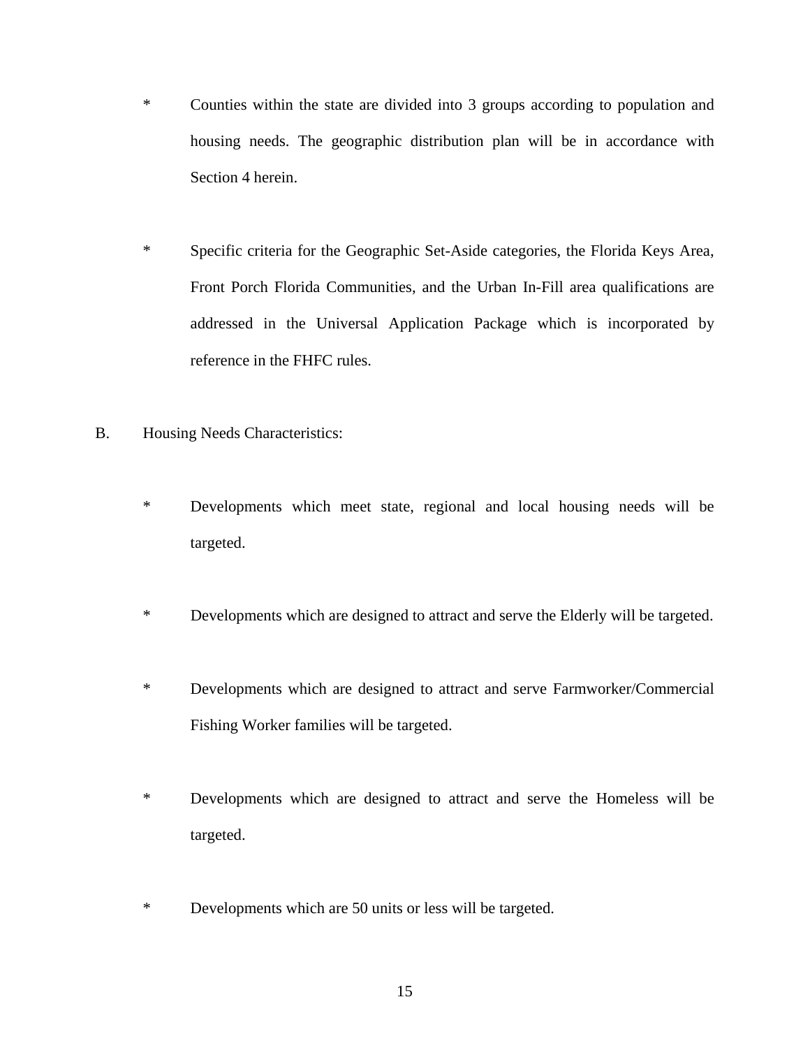* Counties within the state are divided into 3 groups according to population and housing needs. The geographic distribution plan will be in accordance with Section 4 herein.

* Specific criteria for the Geographic Set-Aside categories, the Florida Keys Area, Front Porch Florida Communities, and the Urban In-Fill area qualifications are addressed in the Universal Application Package which is incorporated by reference in the FHFC rules.

B. Housing Needs Characteristics:

* Developments which meet state, regional and local housing needs will be targeted.

* Developments which are designed to attract and serve the Elderly will be targeted.

* Developments which are designed to attract and serve Farmworker/Commercial Fishing Worker families will be targeted.

* Developments which are designed to attract and serve the Homeless will be targeted.

* Developments which are 50 units or less will be targeted.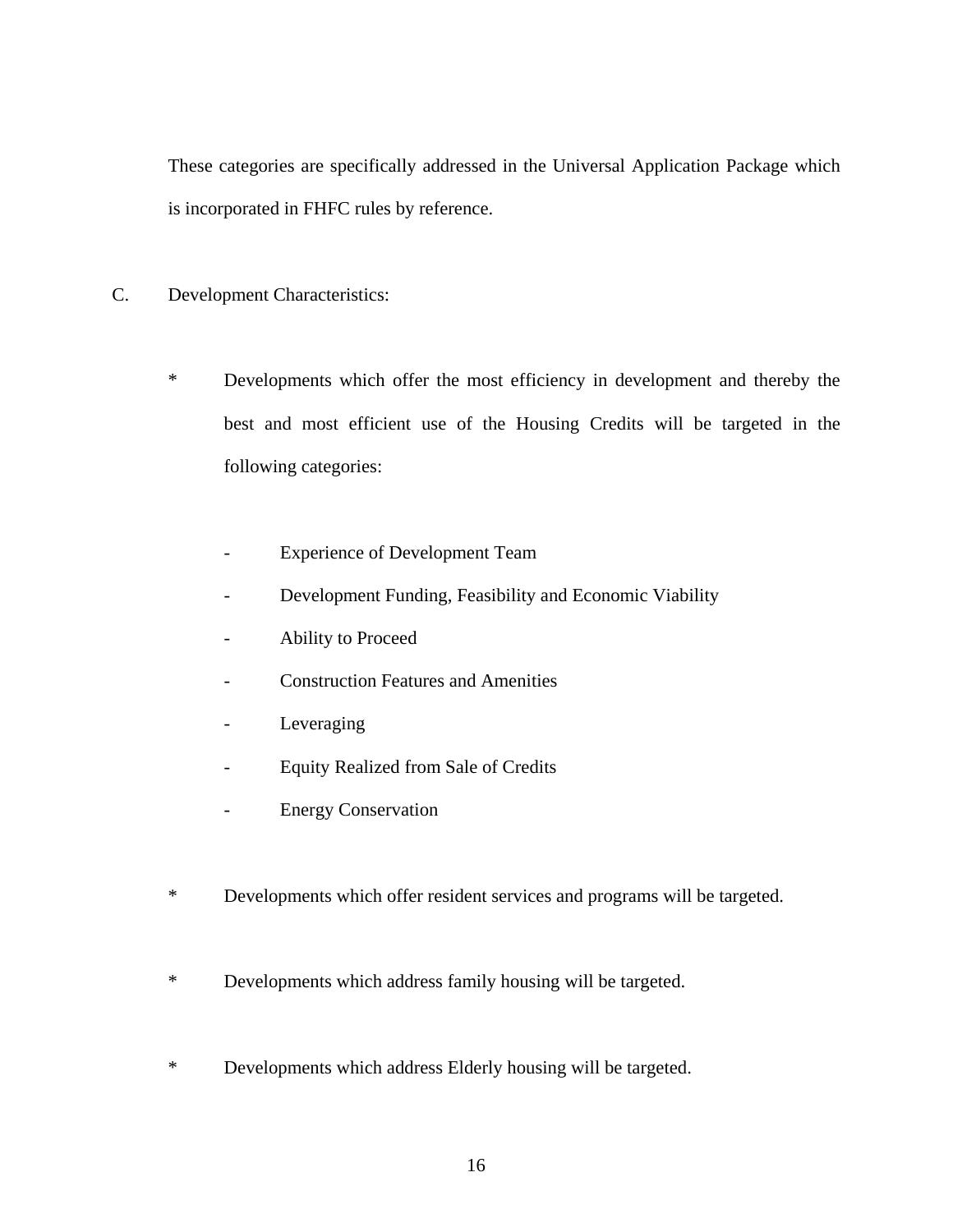These categories are specifically addressed in the Universal Application Package which is incorporated in FHFC rules by reference.

C. Development Characteristics:

* Developments which offer the most efficiency in development and thereby the best and most efficient use of the Housing Credits will be targeted in the following categories:

  - Experience of Development Team
  - Development Funding, Feasibility and Economic Viability
  - Ability to Proceed
  - Construction Features and Amenities
  - Leveraging
  - Equity Realized from Sale of Credits
  - Energy Conservation

* Developments which offer resident services and programs will be targeted.

* Developments which address family housing will be targeted.

* Developments which address Elderly housing will be targeted.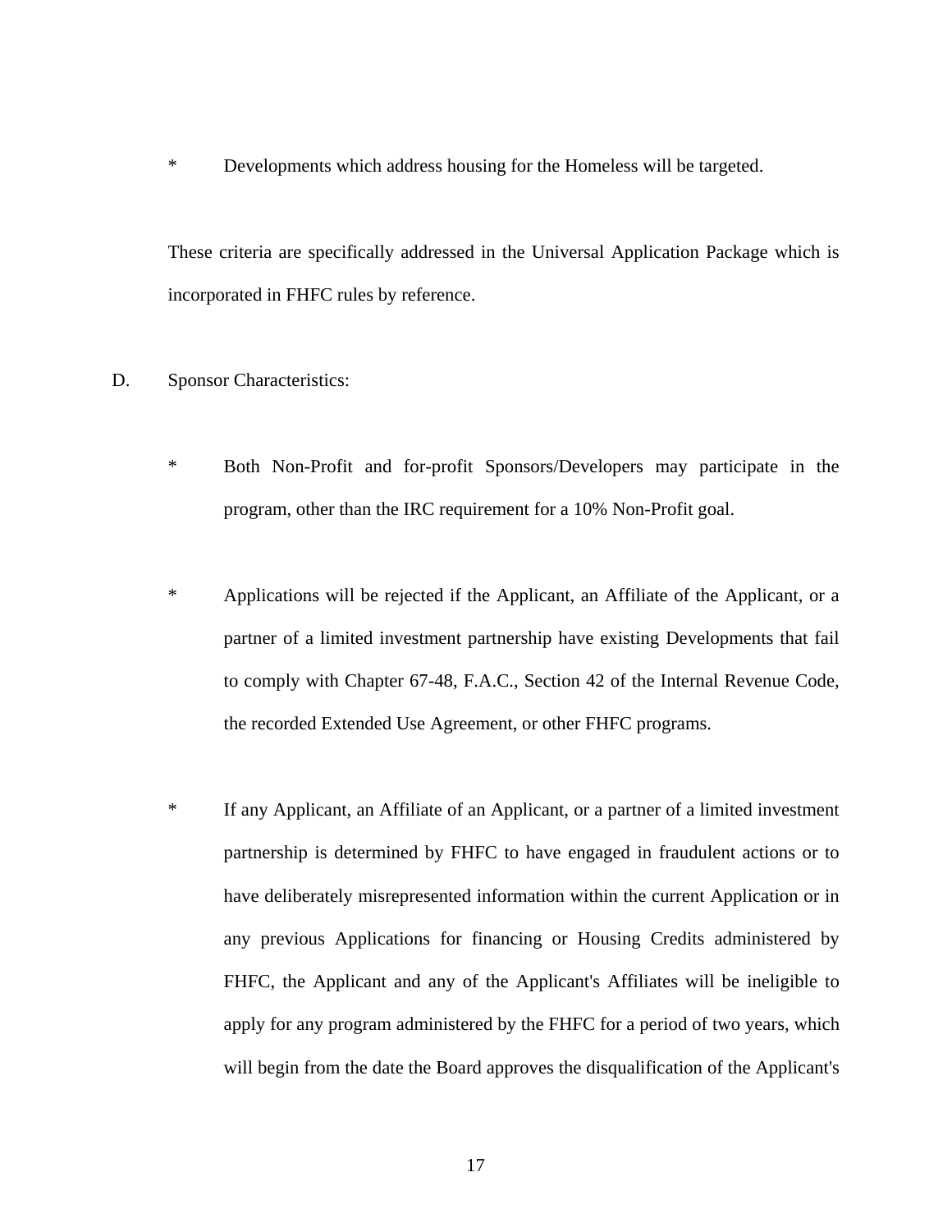* Developments which address housing for the Homeless will be targeted.

These criteria are specifically addressed in the Universal Application Package which is incorporated in FHFC rules by reference.

D. Sponsor Characteristics:

* Both Non-Profit and for-profit Sponsors/Developers may participate in the program, other than the IRC requirement for a 10% Non-Profit goal.

* Applications will be rejected if the Applicant, an Affiliate of the Applicant, or a partner of a limited investment partnership have existing Developments that fail to comply with Chapter 67-48, F.A.C., Section 42 of the Internal Revenue Code, the recorded Extended Use Agreement, or other FHFC programs.

* If any Applicant, an Affiliate of an Applicant, or a partner of a limited investment partnership is determined by FHFC to have engaged in fraudulent actions or to have deliberately misrepresented information within the current Application or in any previous Applications for financing or Housing Credits administered by FHFC, the Applicant and any of the Applicant's Affiliates will be ineligible to apply for any program administered by the FHFC for a period of two years, which will begin from the date the Board approves the disqualification of the Applicant's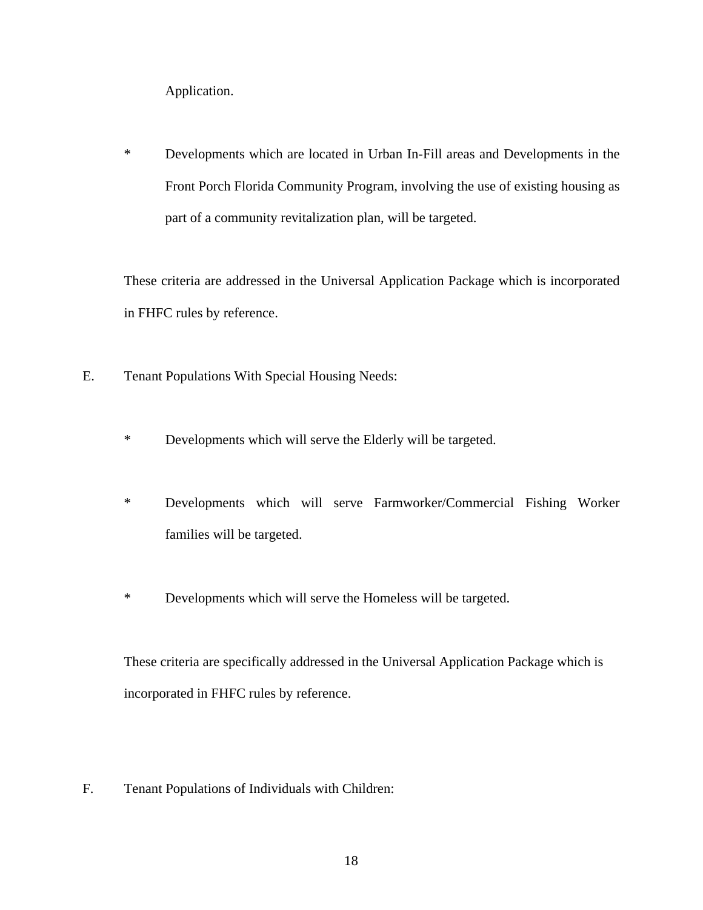Application.

* Developments which are located in Urban In-Fill areas and Developments in the Front Porch Florida Community Program, involving the use of existing housing as part of a community revitalization plan, will be targeted.

These criteria are addressed in the Universal Application Package which is incorporated in FHFC rules by reference.

E. Tenant Populations With Special Housing Needs:

* Developments which will serve the Elderly will be targeted.

* Developments which will serve Farmworker/Commercial Fishing Worker families will be targeted.

* Developments which will serve the Homeless will be targeted.

These criteria are specifically addressed in the Universal Application Package which is incorporated in FHFC rules by reference.

F. Tenant Populations of Individuals with Children: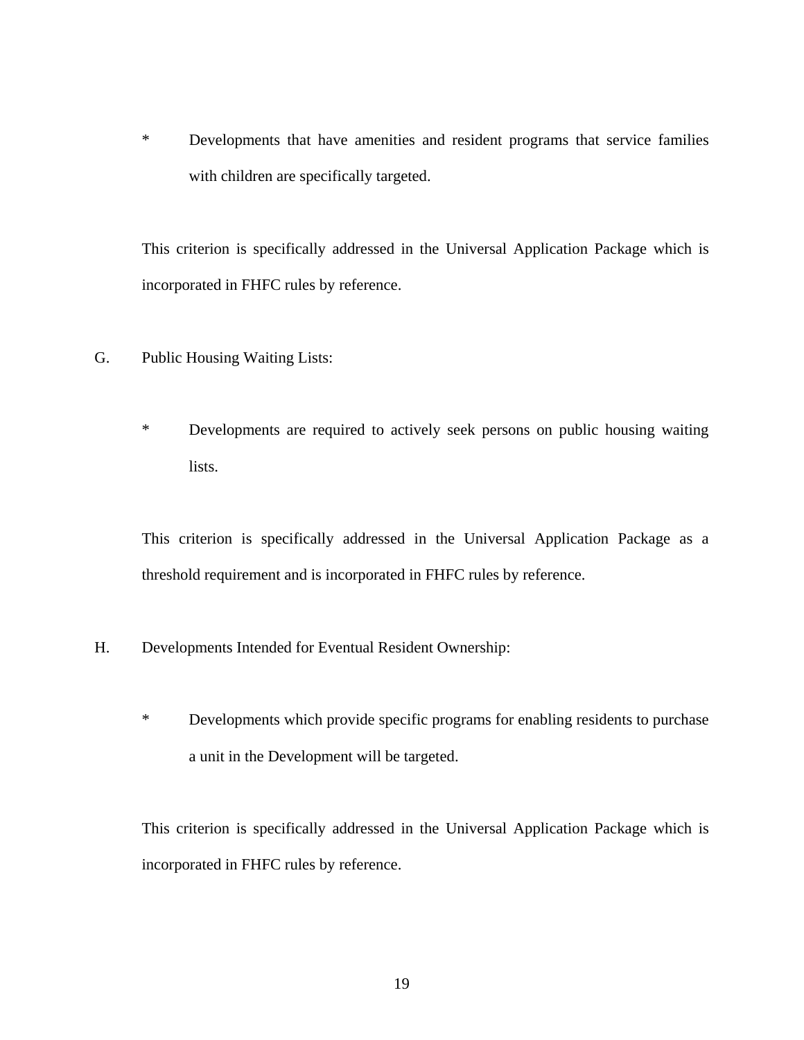* Developments that have amenities and resident programs that service families with children are specifically targeted.

This criterion is specifically addressed in the Universal Application Package which is incorporated in FHFC rules by reference.

G. Public Housing Waiting Lists:

* Developments are required to actively seek persons on public housing waiting lists.

This criterion is specifically addressed in the Universal Application Package as a threshold requirement and is incorporated in FHFC rules by reference.

H. Developments Intended for Eventual Resident Ownership:

* Developments which provide specific programs for enabling residents to purchase a unit in the Development will be targeted.

This criterion is specifically addressed in the Universal Application Package which is incorporated in FHFC rules by reference.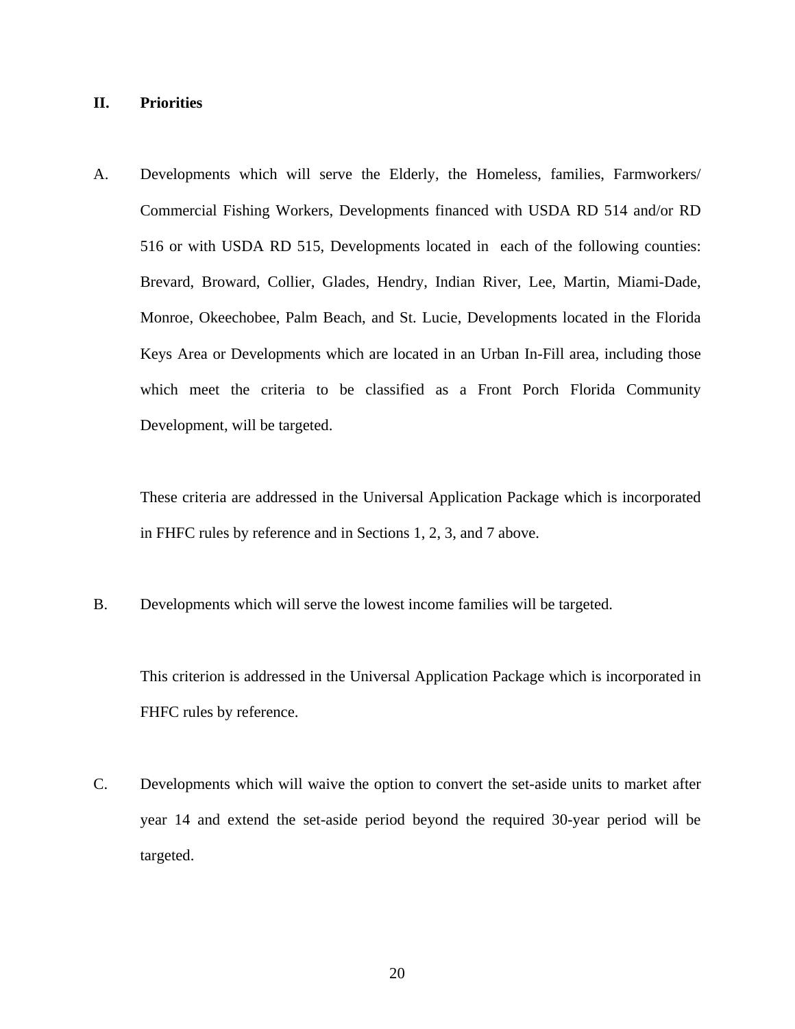## II. Priorities

A. Developments which will serve the Elderly, the Homeless, families, Farmworkers/ Commercial Fishing Workers, Developments financed with USDA RD 514 and/or RD 516 or with USDA RD 515, Developments located in each of the following counties: Brevard, Broward, Collier, Glades, Hendry, Indian River, Lee, Martin, Miami-Dade, Monroe, Okeechobee, Palm Beach, and St. Lucie, Developments located in the Florida Keys Area or Developments which are located in an Urban In-Fill area, including those which meet the criteria to be classified as a Front Porch Florida Community Development, will be targeted.

These criteria are addressed in the Universal Application Package which is incorporated in FHFC rules by reference and in Sections 1, 2, 3, and 7 above.

B. Developments which will serve the lowest income families will be targeted.

This criterion is addressed in the Universal Application Package which is incorporated in FHFC rules by reference.

C. Developments which will waive the option to convert the set-aside units to market after year 14 and extend the set-aside period beyond the required 30-year period will be targeted.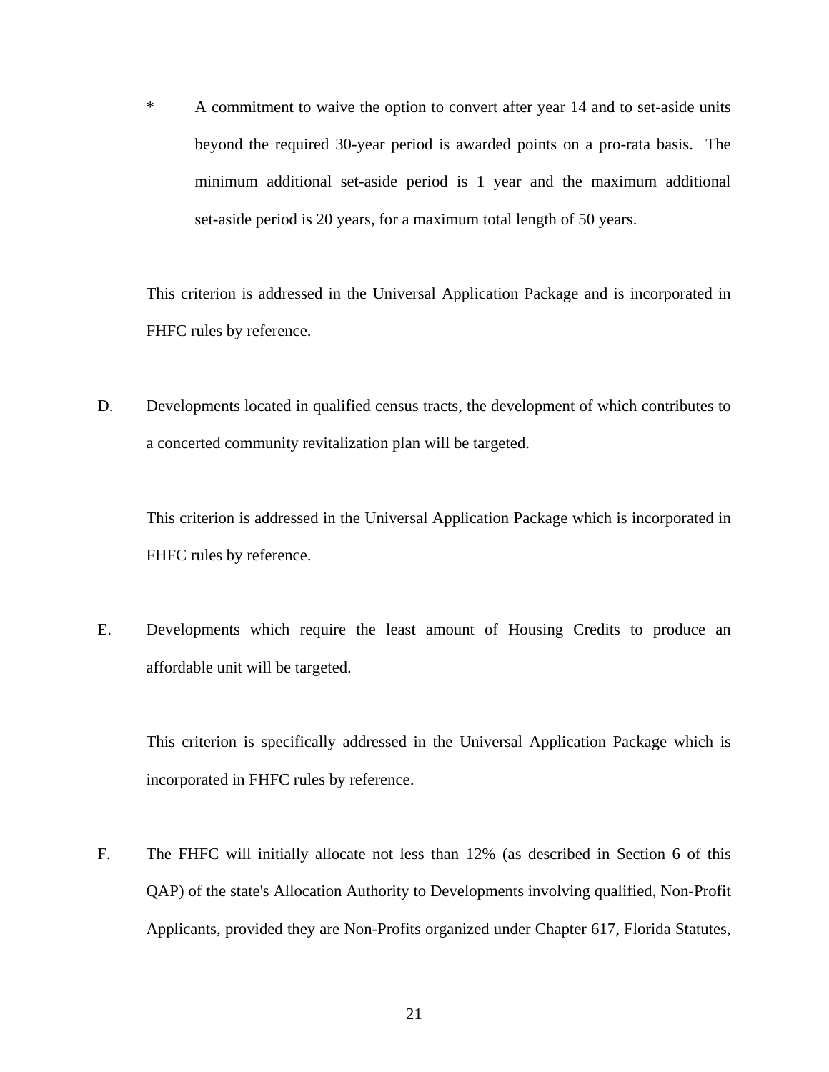* A commitment to waive the option to convert after year 14 and to set-aside units beyond the required 30-year period is awarded points on a pro-rata basis. The minimum additional set-aside period is 1 year and the maximum additional set-aside period is 20 years, for a maximum total length of 50 years.

This criterion is addressed in the Universal Application Package and is incorporated in FHFC rules by reference.

D. Developments located in qualified census tracts, the development of which contributes to a concerted community revitalization plan will be targeted.

This criterion is addressed in the Universal Application Package which is incorporated in FHFC rules by reference.

E. Developments which require the least amount of Housing Credits to produce an affordable unit will be targeted.

This criterion is specifically addressed in the Universal Application Package which is incorporated in FHFC rules by reference.

F. The FHFC will initially allocate not less than 12% (as described in Section 6 of this QAP) of the state's Allocation Authority to Developments involving qualified, Non-Profit Applicants, provided they are Non-Profits organized under Chapter 617, Florida Statutes,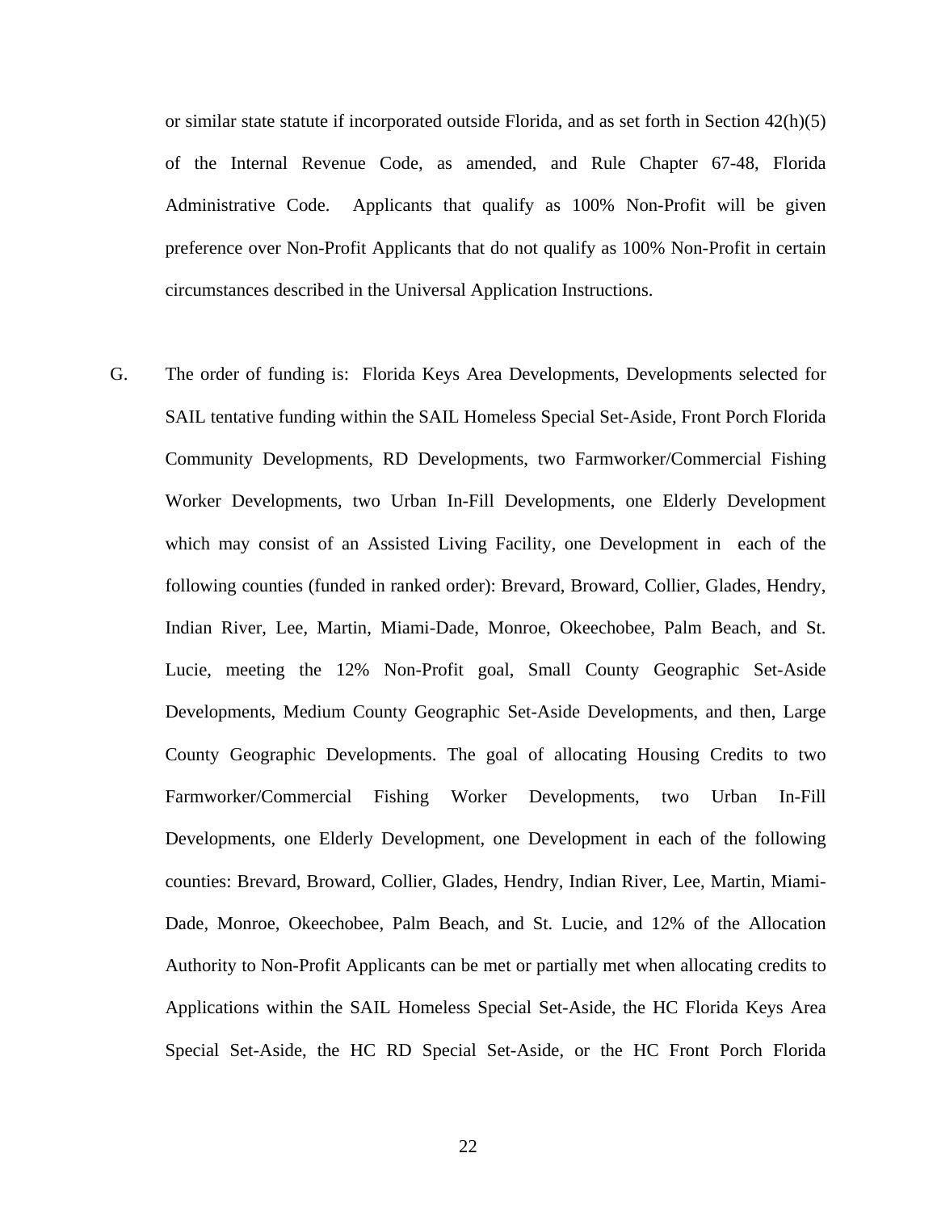or similar state statute if incorporated outside Florida, and as set forth in Section 42(h)(5) of the Internal Revenue Code, as amended, and Rule Chapter 67-48, Florida Administrative Code. Applicants that qualify as 100% Non-Profit will be given preference over Non-Profit Applicants that do not qualify as 100% Non-Profit in certain circumstances described in the Universal Application Instructions.

G. The order of funding is: Florida Keys Area Developments, Developments selected for SAIL tentative funding within the SAIL Homeless Special Set-Aside, Front Porch Florida Community Developments, RD Developments, two Farmworker/Commercial Fishing Worker Developments, two Urban In-Fill Developments, one Elderly Development which may consist of an Assisted Living Facility, one Development in each of the following counties (funded in ranked order): Brevard, Broward, Collier, Glades, Hendry, Indian River, Lee, Martin, Miami-Dade, Monroe, Okeechobee, Palm Beach, and St. Lucie, meeting the 12% Non-Profit goal, Small County Geographic Set-Aside Developments, Medium County Geographic Set-Aside Developments, and then, Large County Geographic Developments. The goal of allocating Housing Credits to two Farmworker/Commercial Fishing Worker Developments, two Urban In-Fill Developments, one Elderly Development, one Development in each of the following counties: Brevard, Broward, Collier, Glades, Hendry, Indian River, Lee, Martin, Miami-Dade, Monroe, Okeechobee, Palm Beach, and St. Lucie, and 12% of the Allocation Authority to Non-Profit Applicants can be met or partially met when allocating credits to Applications within the SAIL Homeless Special Set-Aside, the HC Florida Keys Area Special Set-Aside, the HC RD Special Set-Aside, or the HC Front Porch Florida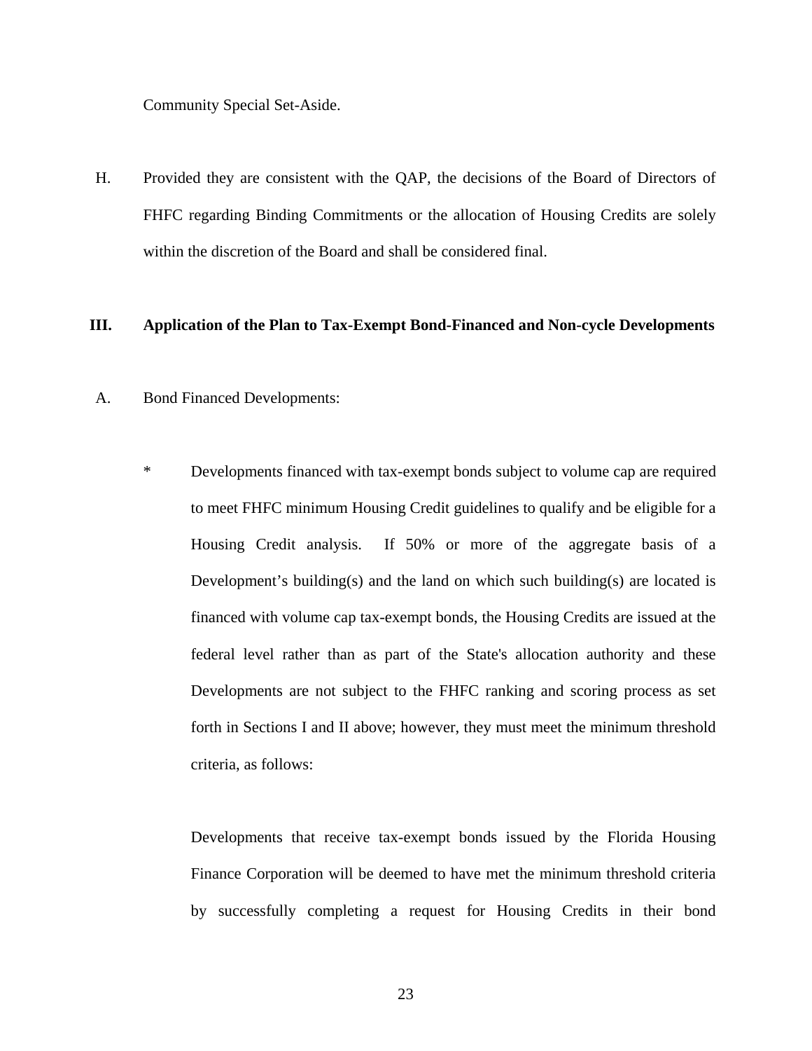Community Special Set-Aside.

H. Provided they are consistent with the QAP, the decisions of the Board of Directors of FHFC regarding Binding Commitments or the allocation of Housing Credits are solely within the discretion of the Board and shall be considered final.

## III. Application of the Plan to Tax-Exempt Bond-Financed and Non-cycle Developments

A. Bond Financed Developments:

* Developments financed with tax-exempt bonds subject to volume cap are required to meet FHFC minimum Housing Credit guidelines to qualify and be eligible for a Housing Credit analysis. If 50% or more of the aggregate basis of a Development's building(s) and the land on which such building(s) are located is financed with volume cap tax-exempt bonds, the Housing Credits are issued at the federal level rather than as part of the State's allocation authority and these Developments are not subject to the FHFC ranking and scoring process as set forth in Sections I and II above; however, they must meet the minimum threshold criteria, as follows:

  Developments that receive tax-exempt bonds issued by the Florida Housing Finance Corporation will be deemed to have met the minimum threshold criteria by successfully completing a request for Housing Credits in their bond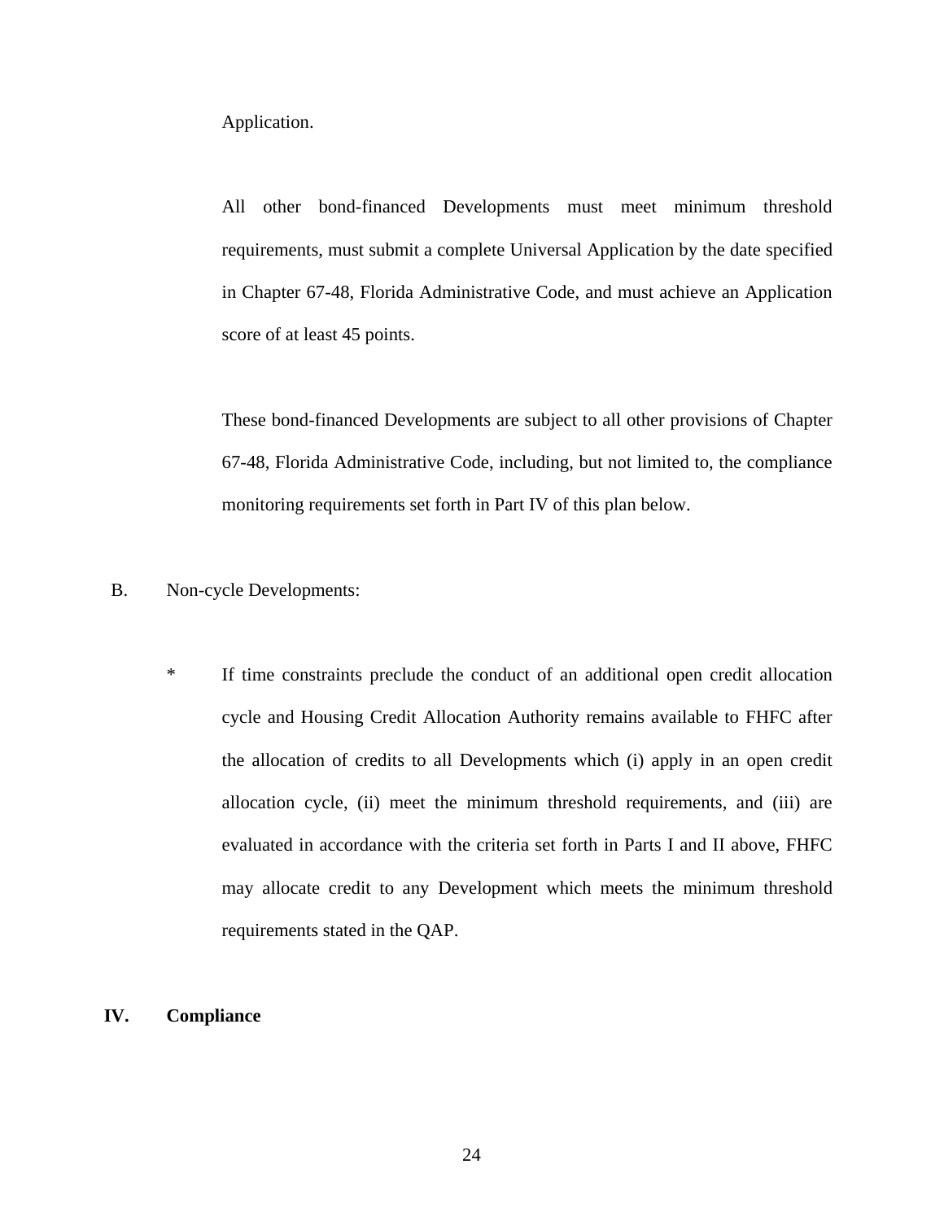Application.

All other bond-financed Developments must meet minimum threshold requirements, must submit a complete Universal Application by the date specified in Chapter 67-48, Florida Administrative Code, and must achieve an Application score of at least 45 points.

These bond-financed Developments are subject to all other provisions of Chapter 67-48, Florida Administrative Code, including, but not limited to, the compliance monitoring requirements set forth in Part IV of this plan below.

B. Non-cycle Developments:

* If time constraints preclude the conduct of an additional open credit allocation cycle and Housing Credit Allocation Authority remains available to FHFC after the allocation of credits to all Developments which (i) apply in an open credit allocation cycle, (ii) meet the minimum threshold requirements, and (iii) are evaluated in accordance with the criteria set forth in Parts I and II above, FHFC may allocate credit to any Development which meets the minimum threshold requirements stated in the QAP.

## IV. Compliance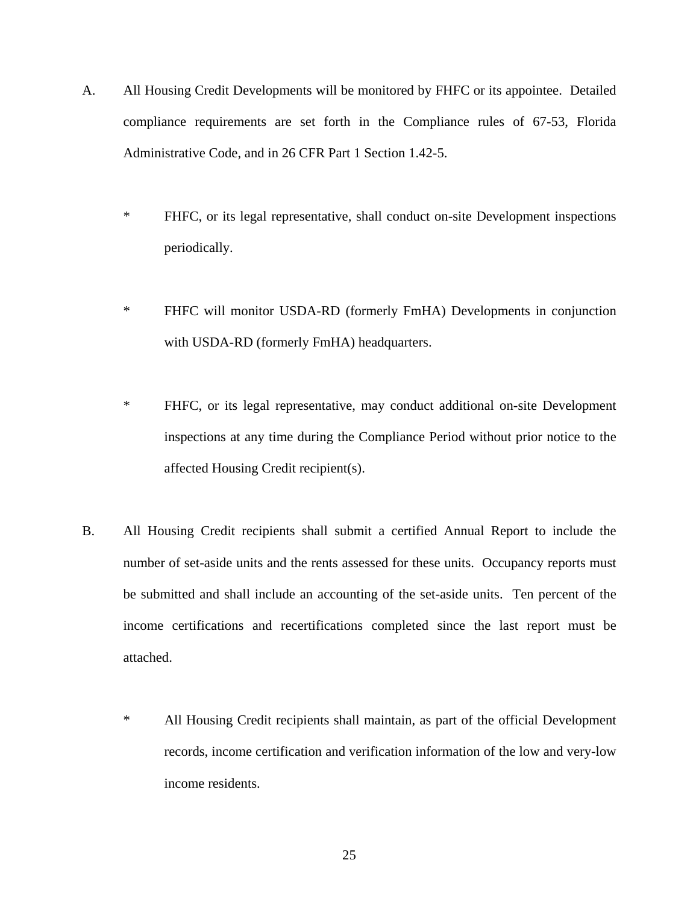A. All Housing Credit Developments will be monitored by FHFC or its appointee. Detailed compliance requirements are set forth in the Compliance rules of 67-53, Florida Administrative Code, and in 26 CFR Part 1 Section 1.42-5.

* FHFC, or its legal representative, shall conduct on-site Development inspections periodically.

* FHFC will monitor USDA-RD (formerly FmHA) Developments in conjunction with USDA-RD (formerly FmHA) headquarters.

* FHFC, or its legal representative, may conduct additional on-site Development inspections at any time during the Compliance Period without prior notice to the affected Housing Credit recipient(s).

B. All Housing Credit recipients shall submit a certified Annual Report to include the number of set-aside units and the rents assessed for these units. Occupancy reports must be submitted and shall include an accounting of the set-aside units. Ten percent of the income certifications and recertifications completed since the last report must be attached.

* All Housing Credit recipients shall maintain, as part of the official Development records, income certification and verification information of the low and very-low income residents.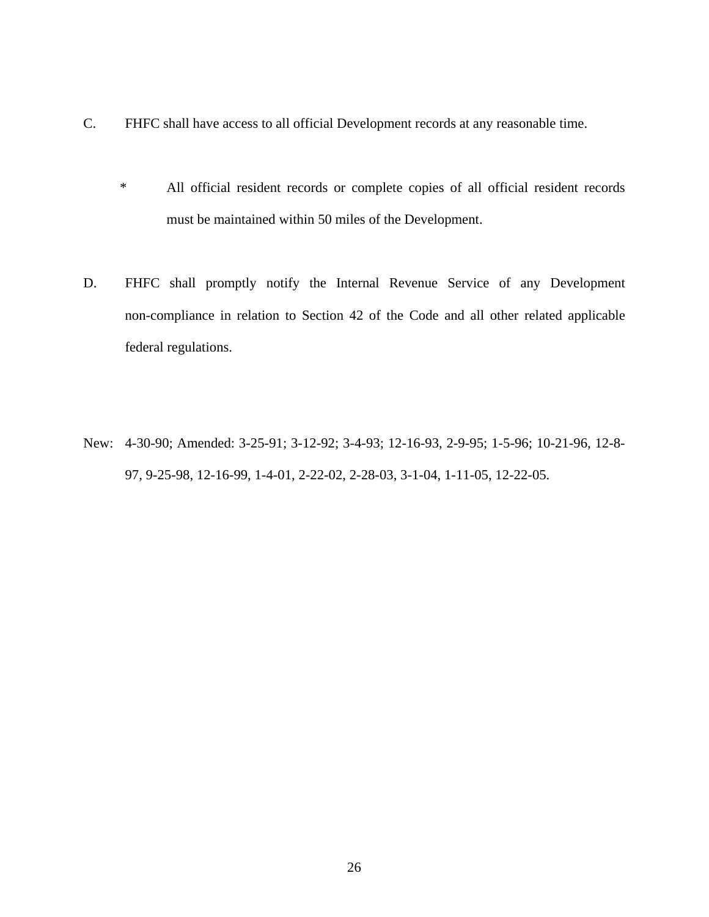C. FHC shall have access to all official Development records at any reasonable time.

C. FHFC shall have access to all official Development records at any reasonable time.

* All official resident records or complete copies of all official resident records must be maintained within 50 miles of the Development.

D. FHFC shall promptly notify the Internal Revenue Service of any Development non-compliance in relation to Section 42 of the Code and all other related applicable federal regulations.

New: 4-30-90; Amended: 3-25-91; 3-12-92; 3-4-93; 12-16-93, 2-9-95; 1-5-96; 10-21-96, 12-8-97, 9-25-98, 12-16-99, 1-4-01, 2-22-02, 2-28-03, 3-1-04, 1-11-05, 12-22-05.